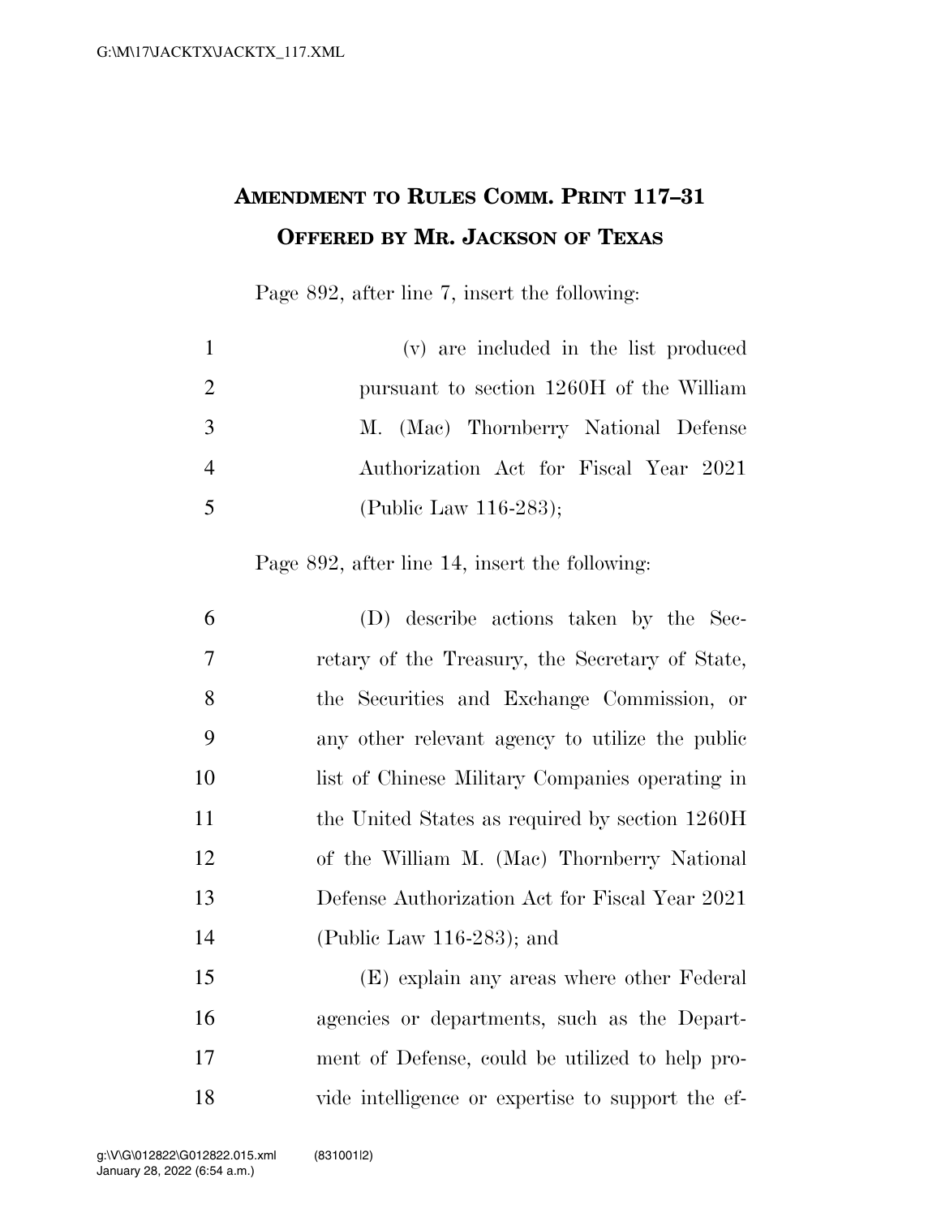# AMENDMENT TO RULES COMM. PRINT 117–31 OFFERED BY MR. JACKSON OF TEXAS

Page 892, after line 7, insert the following:

(v) are included in the list produced pursuant to section 1260H of the William M. (Mac) Thornberry National Defense Authorization Act for Fiscal Year 2021 (Public Law 116-283);

Page 892, after line 14, insert the following:

(D) describe actions taken by the Secretary of the Treasury, the Secretary of State, the Securities and Exchange Commission, or any other relevant agency to utilize the public list of Chinese Military Companies operating in the United States as required by section 1260H of the William M. (Mac) Thornberry National Defense Authorization Act for Fiscal Year 2021 (Public Law 116-283); and

(E) explain any areas where other Federal agencies or departments, such as the Department of Defense, could be utilized to help provide intelligence or expertise to support the ef-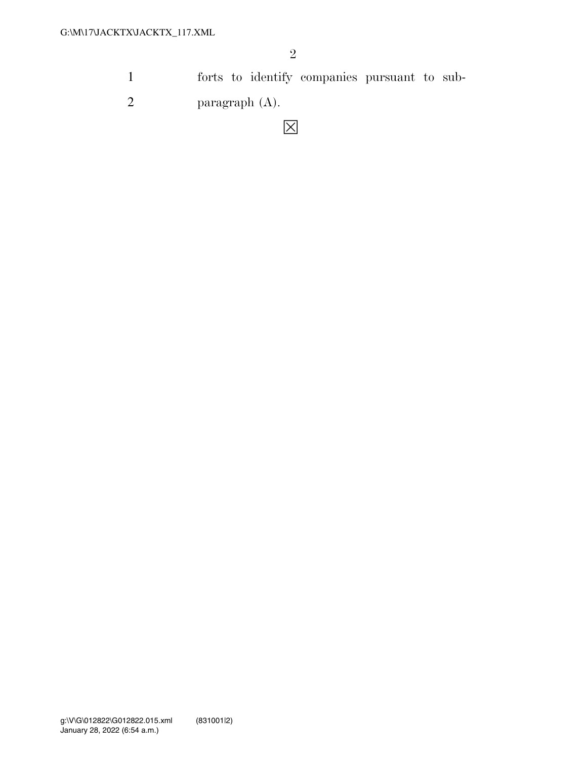forts to identify companies pursuant to subparagraph (A).